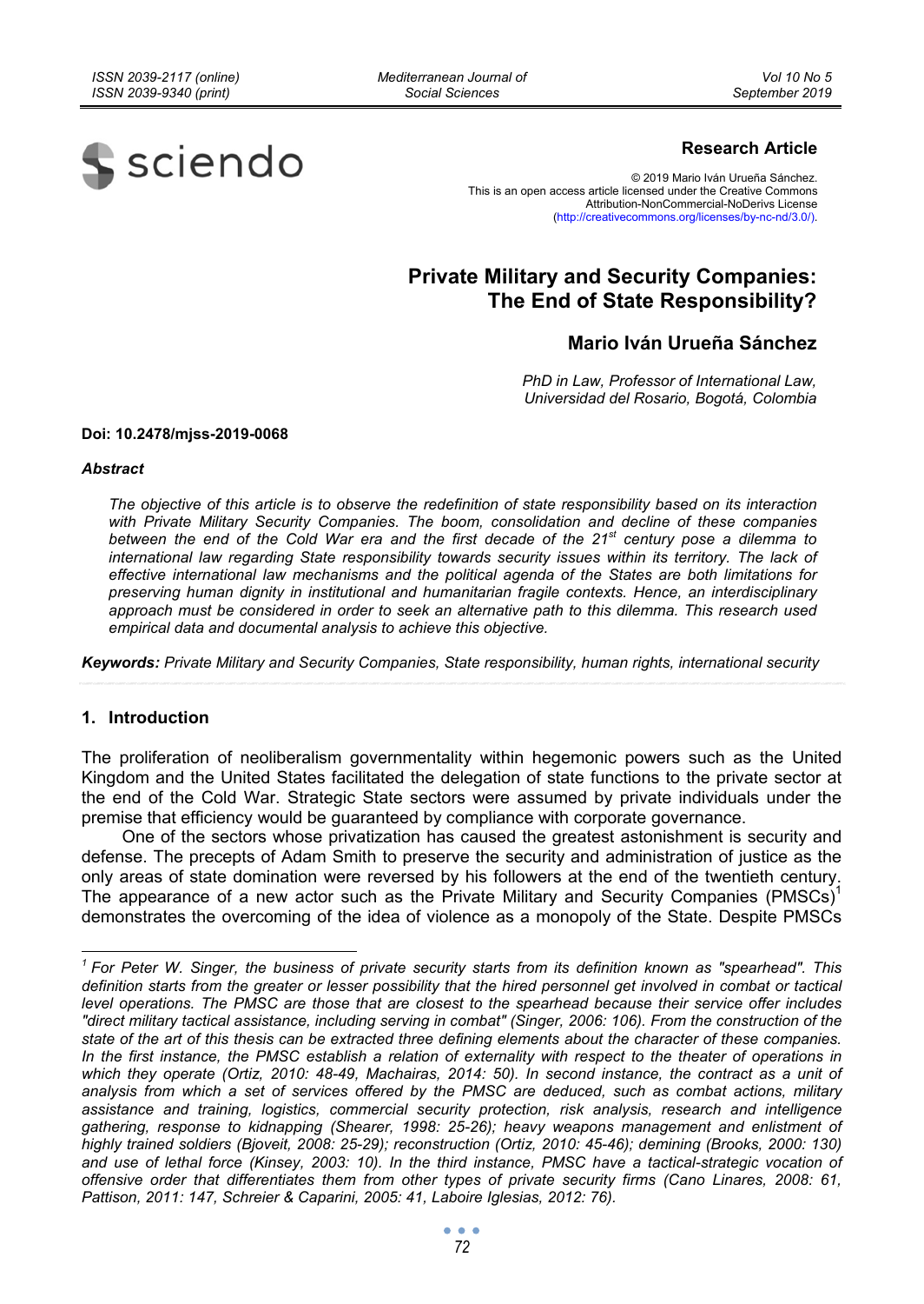**Research Article**

© 2019 Mario Iván Urueña Sánchez.
This is an open access article licensed under the Creative Commons Attribution-NonCommercial-NoDerivs License (http://creativecommons.org/licenses/by-nc-nd/3.0/).

# Private Military and Security Companies: The End of State Responsibility?

## Mario Iván Urueña Sánchez

*PhD in Law, Professor of International Law, Universidad del Rosario, Bogotá, Colombia*

**Doi: 10.2478/mjss-2019-0068**

***Abstract***

*The objective of this article is to observe the redefinition of state responsibility based on its interaction with Private Military Security Companies. The boom, consolidation and decline of these companies between the end of the Cold War era and the first decade of the 21st century pose a dilemma to international law regarding State responsibility towards security issues within its territory. The lack of effective international law mechanisms and the political agenda of the States are both limitations for preserving human dignity in institutional and humanitarian fragile contexts. Hence, an interdisciplinary approach must be considered in order to seek an alternative path to this dilemma. This research used empirical data and documental analysis to achieve this objective.*

***Keywords:*** *Private Military and Security Companies, State responsibility, human rights, international security*

## 1. Introduction

The proliferation of neoliberalism governmentality within hegemonic powers such as the United Kingdom and the United States facilitated the delegation of state functions to the private sector at the end of the Cold War. Strategic State sectors were assumed by private individuals under the premise that efficiency would be guaranteed by compliance with corporate governance.

One of the sectors whose privatization has caused the greatest astonishment is security and defense. The precepts of Adam Smith to preserve the security and administration of justice as the only areas of state domination were reversed by his followers at the end of the twentieth century. The appearance of a new actor such as the Private Military and Security Companies (PMSCs)[1] demonstrates the overcoming of the idea of violence as a monopoly of the State. Despite PMSCs

---

[1] *For Peter W. Singer, the business of private security starts from its definition known as "spearhead". This definition starts from the greater or lesser possibility that the hired personnel get involved in combat or tactical level operations. The PMSC are those that are closest to the spearhead because their service offer includes "direct military tactical assistance, including serving in combat" (Singer, 2006: 106). From the construction of the state of the art of this thesis can be extracted three defining elements about the character of these companies. In the first instance, the PMSC establish a relation of externality with respect to the theater of operations in which they operate (Ortiz, 2010: 48-49, Machairas, 2014: 50). In second instance, the contract as a unit of analysis from which a set of services offered by the PMSC are deduced, such as combat actions, military assistance and training, logistics, commercial security protection, risk analysis, research and intelligence gathering, response to kidnapping (Shearer, 1998: 25-26); heavy weapons management and enlistment of highly trained soldiers (Bjoveit, 2008: 25-29); reconstruction (Ortiz, 2010: 45-46); demining (Brooks, 2000: 130) and use of lethal force (Kinsey, 2003: 10). In the third instance, PMSC have a tactical-strategic vocation of offensive order that differentiates them from other types of private security firms (Cano Linares, 2008: 61, Pattison, 2011: 147, Schreier & Caparini, 2005: 41, Laboire Iglesias, 2012: 76).*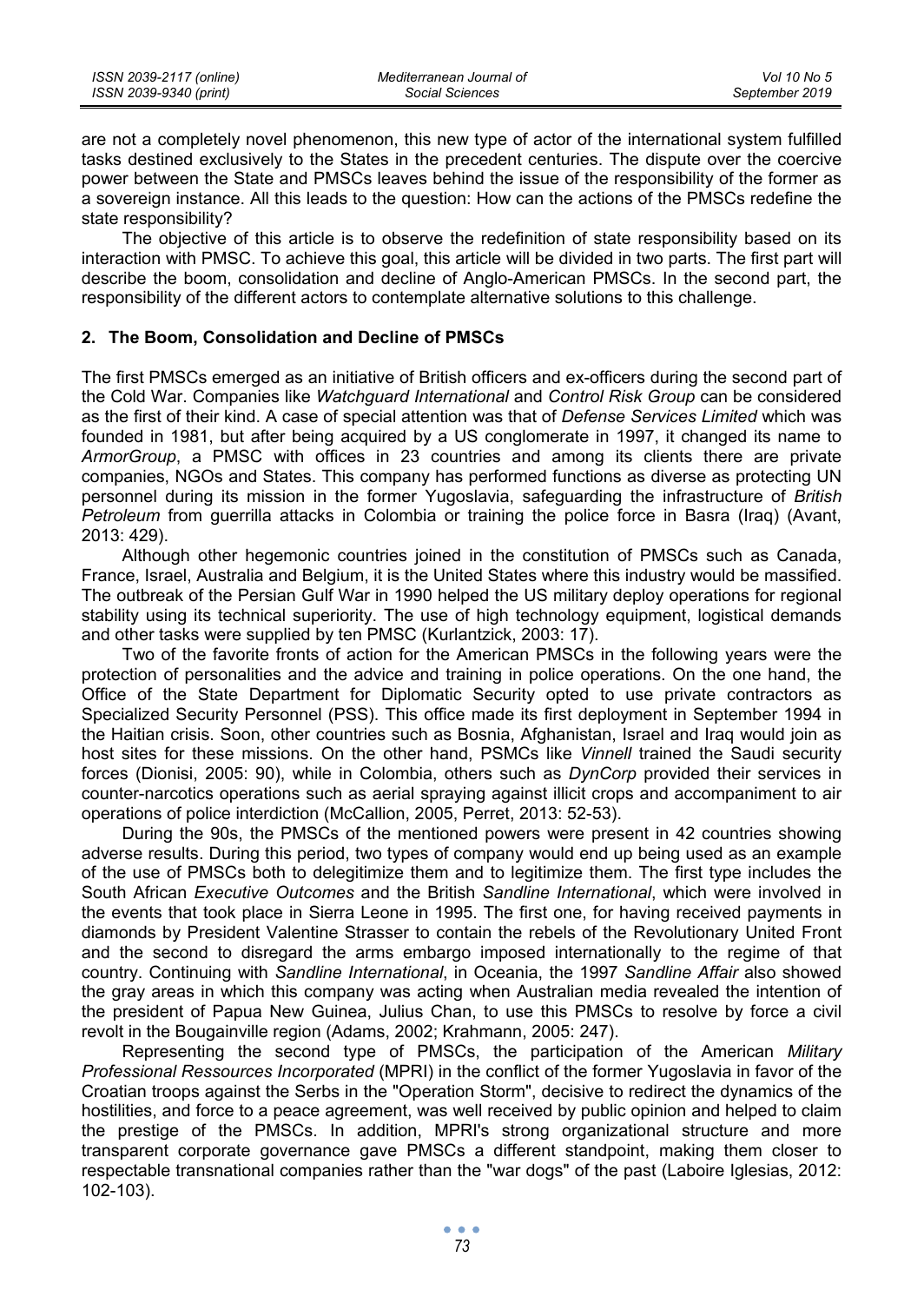are not a completely novel phenomenon, this new type of actor of the international system fulfilled tasks destined exclusively to the States in the precedent centuries. The dispute over the coercive power between the State and PMSCs leaves behind the issue of the responsibility of the former as a sovereign instance. All this leads to the question: How can the actions of the PMSCs redefine the state responsibility?

The objective of this article is to observe the redefinition of state responsibility based on its interaction with PMSC. To achieve this goal, this article will be divided in two parts. The first part will describe the boom, consolidation and decline of Anglo-American PMSCs. In the second part, the responsibility of the different actors to contemplate alternative solutions to this challenge.

## 2. The Boom, Consolidation and Decline of PMSCs

The first PMSCs emerged as an initiative of British officers and ex-officers during the second part of the Cold War. Companies like *Watchguard International* and *Control Risk Group* can be considered as the first of their kind. A case of special attention was that of *Defense Services Limited* which was founded in 1981, but after being acquired by a US conglomerate in 1997, it changed its name to *ArmorGroup*, a PMSC with offices in 23 countries and among its clients there are private companies, NGOs and States. This company has performed functions as diverse as protecting UN personnel during its mission in the former Yugoslavia, safeguarding the infrastructure of *British Petroleum* from guerrilla attacks in Colombia or training the police force in Basra (Iraq) (Avant, 2013: 429).

Although other hegemonic countries joined in the constitution of PMSCs such as Canada, France, Israel, Australia and Belgium, it is the United States where this industry would be massified. The outbreak of the Persian Gulf War in 1990 helped the US military deploy operations for regional stability using its technical superiority. The use of high technology equipment, logistical demands and other tasks were supplied by ten PMSC (Kurlantzick, 2003: 17).

Two of the favorite fronts of action for the American PMSCs in the following years were the protection of personalities and the advice and training in police operations. On the one hand, the Office of the State Department for Diplomatic Security opted to use private contractors as Specialized Security Personnel (PSS). This office made its first deployment in September 1994 in the Haitian crisis. Soon, other countries such as Bosnia, Afghanistan, Israel and Iraq would join as host sites for these missions. On the other hand, PSMCs like *Vinnell* trained the Saudi security forces (Dionisi, 2005: 90), while in Colombia, others such as *DynCorp* provided their services in counter-narcotics operations such as aerial spraying against illicit crops and accompaniment to air operations of police interdiction (McCallion, 2005, Perret, 2013: 52-53).

During the 90s, the PMSCs of the mentioned powers were present in 42 countries showing adverse results. During this period, two types of company would end up being used as an example of the use of PMSCs both to delegitimize them and to legitimize them. The first type includes the South African *Executive Outcomes* and the British *Sandline International*, which were involved in the events that took place in Sierra Leone in 1995. The first one, for having received payments in diamonds by President Valentine Strasser to contain the rebels of the Revolutionary United Front and the second to disregard the arms embargo imposed internationally to the regime of that country. Continuing with *Sandline International*, in Oceania, the 1997 *Sandline Affair* also showed the gray areas in which this company was acting when Australian media revealed the intention of the president of Papua New Guinea, Julius Chan, to use this PMSCs to resolve by force a civil revolt in the Bougainville region (Adams, 2002; Krahmann, 2005: 247).

Representing the second type of PMSCs, the participation of the American *Military Professional Ressources Incorporated* (MPRI) in the conflict of the former Yugoslavia in favor of the Croatian troops against the Serbs in the "Operation Storm", decisive to redirect the dynamics of the hostilities, and force to a peace agreement, was well received by public opinion and helped to claim the prestige of the PMSCs. In addition, MPRI's strong organizational structure and more transparent corporate governance gave PMSCs a different standpoint, making them closer to respectable transnational companies rather than the "war dogs" of the past (Laboire Iglesias, 2012: 102-103).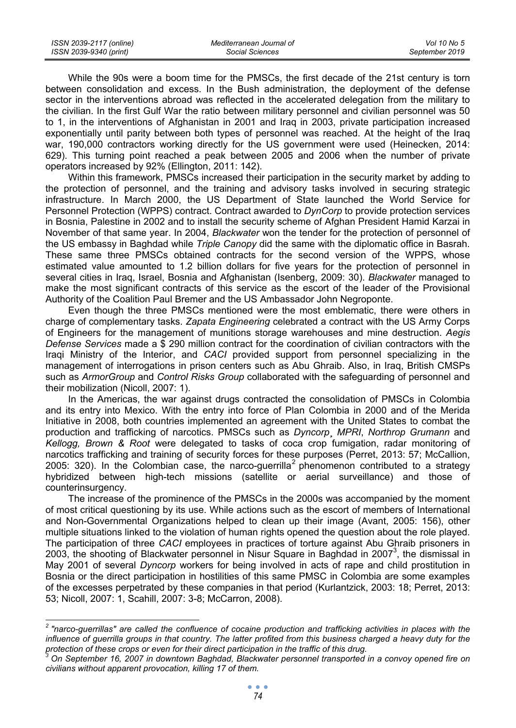While the 90s were a boom time for the PMSCs, the first decade of the 21st century is torn between consolidation and excess. In the Bush administration, the deployment of the defense sector in the interventions abroad was reflected in the accelerated delegation from the military to the civilian. In the first Gulf War the ratio between military personnel and civilian personnel was 50 to 1, in the interventions of Afghanistan in 2001 and Iraq in 2003, private participation increased exponentially until parity between both types of personnel was reached. At the height of the Iraq war, 190,000 contractors working directly for the US government were used (Heinecken, 2014: 629). This turning point reached a peak between 2005 and 2006 when the number of private operators increased by 92% (Ellington, 2011: 142).

Within this framework, PMSCs increased their participation in the security market by adding to the protection of personnel, and the training and advisory tasks involved in securing strategic infrastructure. In March 2000, the US Department of State launched the World Service for Personnel Protection (WPPS) contract. Contract awarded to *DynCorp* to provide protection services in Bosnia, Palestine in 2002 and to install the security scheme of Afghan President Hamid Karzai in November of that same year. In 2004, *Blackwater* won the tender for the protection of personnel of the US embassy in Baghdad while *Triple Canopy* did the same with the diplomatic office in Basrah. These same three PMSCs obtained contracts for the second version of the WPPS, whose estimated value amounted to 1.2 billion dollars for five years for the protection of personnel in several cities in Iraq, Israel, Bosnia and Afghanistan (Isenberg, 2009: 30). *Blackwater* managed to make the most significant contracts of this service as the escort of the leader of the Provisional Authority of the Coalition Paul Bremer and the US Ambassador John Negroponte.

Even though the three PMSCs mentioned were the most emblematic, there were others in charge of complementary tasks. *Zapata Engineering* celebrated a contract with the US Army Corps of Engineers for the management of munitions storage warehouses and mine destruction. *Aegis Defense Services* made a $ 290 million contract for the coordination of civilian contractors with the Iraqi Ministry of the Interior, and *CACI* provided support from personnel specializing in the management of interrogations in prison centers such as Abu Ghraib. Also, in Iraq, British CMSPs such as *ArmorGroup* and *Control Risks Group* collaborated with the safeguarding of personnel and their mobilization (Nicoll, 2007: 1).

In the Americas, the war against drugs contracted the consolidation of PMSCs in Colombia and its entry into Mexico. With the entry into force of Plan Colombia in 2000 and of the Merida Initiative in 2008, both countries implemented an agreement with the United States to combat the production and trafficking of narcotics. PMSCs such as *Dyncorp¸ MPRI*, *Northrop Grumann* and *Kellogg, Brown & Root* were delegated to tasks of coca crop fumigation, radar monitoring of narcotics trafficking and training of security forces for these purposes (Perret, 2013: 57; McCallion, 2005: 320). In the Colombian case, the narco-guerrilla[2] phenomenon contributed to a strategy hybridized between high-tech missions (satellite or aerial surveillance) and those of counterinsurgency.

The increase of the prominence of the PMSCs in the 2000s was accompanied by the moment of most critical questioning by its use. While actions such as the escort of members of International and Non-Governmental Organizations helped to clean up their image (Avant, 2005: 156), other multiple situations linked to the violation of human rights opened the question about the role played. The participation of three *CACI* employees in practices of torture against Abu Ghraib prisoners in 2003, the shooting of Blackwater personnel in Nisur Square in Baghdad in 2007[3], the dismissal in May 2001 of several *Dyncorp* workers for being involved in acts of rape and child prostitution in Bosnia or the direct participation in hostilities of this same PMSC in Colombia are some examples of the excesses perpetrated by these companies in that period (Kurlantzick, 2003: 18; Perret, 2013: 53; Nicoll, 2007: 1, Scahill, 2007: 3-8; McCarron, 2008).

---

*[2] "narco-guerrillas" are called the confluence of cocaine production and trafficking activities in places with the influence of guerrilla groups in that country. The latter profited from this business charged a heavy duty for the protection of these crops or even for their direct participation in the traffic of this drug.*

*[3] On September 16, 2007 in downtown Baghdad, Blackwater personnel transported in a convoy opened fire on civilians without apparent provocation, killing 17 of them.*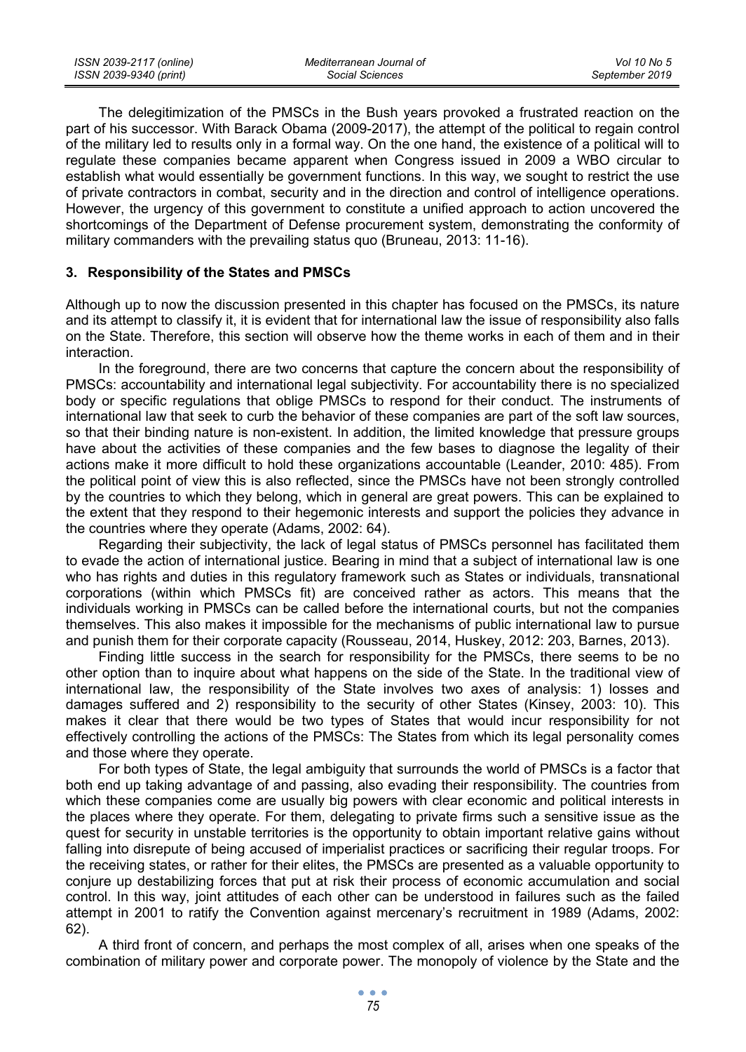The delegitimization of the PMSCs in the Bush years provoked a frustrated reaction on the part of his successor. With Barack Obama (2009-2017), the attempt of the political to regain control of the military led to results only in a formal way. On the one hand, the existence of a political will to regulate these companies became apparent when Congress issued in 2009 a WBO circular to establish what would essentially be government functions. In this way, we sought to restrict the use of private contractors in combat, security and in the direction and control of intelligence operations. However, the urgency of this government to constitute a unified approach to action uncovered the shortcomings of the Department of Defense procurement system, demonstrating the conformity of military commanders with the prevailing status quo (Bruneau, 2013: 11-16).

### 3. Responsibility of the States and PMSCs

Although up to now the discussion presented in this chapter has focused on the PMSCs, its nature and its attempt to classify it, it is evident that for international law the issue of responsibility also falls on the State. Therefore, this section will observe how the theme works in each of them and in their interaction.

In the foreground, there are two concerns that capture the concern about the responsibility of PMSCs: accountability and international legal subjectivity. For accountability there is no specialized body or specific regulations that oblige PMSCs to respond for their conduct. The instruments of international law that seek to curb the behavior of these companies are part of the soft law sources, so that their binding nature is non-existent. In addition, the limited knowledge that pressure groups have about the activities of these companies and the few bases to diagnose the legality of their actions make it more difficult to hold these organizations accountable (Leander, 2010: 485). From the political point of view this is also reflected, since the PMSCs have not been strongly controlled by the countries to which they belong, which in general are great powers. This can be explained to the extent that they respond to their hegemonic interests and support the policies they advance in the countries where they operate (Adams, 2002: 64).

Regarding their subjectivity, the lack of legal status of PMSCs personnel has facilitated them to evade the action of international justice. Bearing in mind that a subject of international law is one who has rights and duties in this regulatory framework such as States or individuals, transnational corporations (within which PMSCs fit) are conceived rather as actors. This means that the individuals working in PMSCs can be called before the international courts, but not the companies themselves. This also makes it impossible for the mechanisms of public international law to pursue and punish them for their corporate capacity (Rousseau, 2014, Huskey, 2012: 203, Barnes, 2013).

Finding little success in the search for responsibility for the PMSCs, there seems to be no other option than to inquire about what happens on the side of the State. In the traditional view of international law, the responsibility of the State involves two axes of analysis: 1) losses and damages suffered and 2) responsibility to the security of other States (Kinsey, 2003: 10). This makes it clear that there would be two types of States that would incur responsibility for not effectively controlling the actions of the PMSCs: The States from which its legal personality comes and those where they operate.

For both types of State, the legal ambiguity that surrounds the world of PMSCs is a factor that both end up taking advantage of and passing, also evading their responsibility. The countries from which these companies come are usually big powers with clear economic and political interests in the places where they operate. For them, delegating to private firms such a sensitive issue as the quest for security in unstable territories is the opportunity to obtain important relative gains without falling into disrepute of being accused of imperialist practices or sacrificing their regular troops. For the receiving states, or rather for their elites, the PMSCs are presented as a valuable opportunity to conjure up destabilizing forces that put at risk their process of economic accumulation and social control. In this way, joint attitudes of each other can be understood in failures such as the failed attempt in 2001 to ratify the Convention against mercenary's recruitment in 1989 (Adams, 2002: 62).

A third front of concern, and perhaps the most complex of all, arises when one speaks of the combination of military power and corporate power. The monopoly of violence by the State and the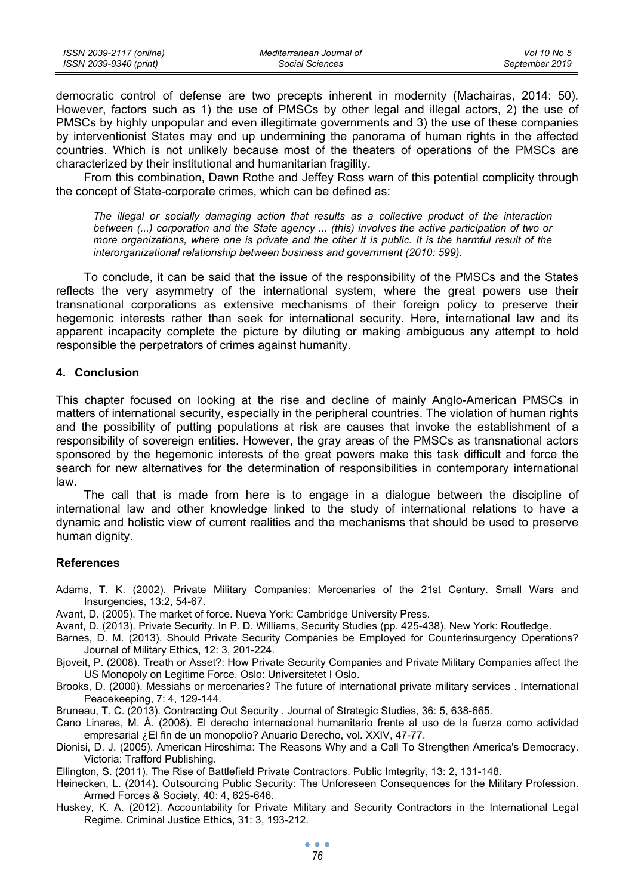democratic control of defense are two precepts inherent in modernity (Machairas, 2014: 50). However, factors such as 1) the use of PMSCs by other legal and illegal actors, 2) the use of PMSCs by highly unpopular and even illegitimate governments and 3) the use of these companies by interventionist States may end up undermining the panorama of human rights in the affected countries. Which is not unlikely because most of the theaters of operations of the PMSCs are characterized by their institutional and humanitarian fragility.

From this combination, Dawn Rothe and Jeffey Ross warn of this potential complicity through the concept of State-corporate crimes, which can be defined as:

> *The illegal or socially damaging action that results as a collective product of the interaction between (...) corporation and the State agency ... (this) involves the active participation of two or more organizations, where one is private and the other It is public. It is the harmful result of the interorganizational relationship between business and government (2010: 599).*

To conclude, it can be said that the issue of the responsibility of the PMSCs and the States reflects the very asymmetry of the international system, where the great powers use their transnational corporations as extensive mechanisms of their foreign policy to preserve their hegemonic interests rather than seek for international security. Here, international law and its apparent incapacity complete the picture by diluting or making ambiguous any attempt to hold responsible the perpetrators of crimes against humanity.

## 4. Conclusion

This chapter focused on looking at the rise and decline of mainly Anglo-American PMSCs in matters of international security, especially in the peripheral countries. The violation of human rights and the possibility of putting populations at risk are causes that invoke the establishment of a responsibility of sovereign entities. However, the gray areas of the PMSCs as transnational actors sponsored by the hegemonic interests of the great powers make this task difficult and force the search for new alternatives for the determination of responsibilities in contemporary international law.

The call that is made from here is to engage in a dialogue between the discipline of international law and other knowledge linked to the study of international relations to have a dynamic and holistic view of current realities and the mechanisms that should be used to preserve human dignity.

### References

Adams, T. K. (2002). Private Military Companies: Mercenaries of the 21st Century. Small Wars and Insurgencies, 13:2, 54-67.

Avant, D. (2005). The market of force. Nueva York: Cambridge University Press.

Avant, D. (2013). Private Security. In P. D. Williams, Security Studies (pp. 425-438). New York: Routledge.

Barnes, D. M. (2013). Should Private Security Companies be Employed for Counterinsurgency Operations? Journal of Military Ethics, 12: 3, 201-224.

Bjoveit, P. (2008). Treath or Asset?: How Private Security Companies and Private Military Companies affect the US Monopoly on Legitime Force. Oslo: Universitetet I Oslo.

Brooks, D. (2000). Messiahs or mercenaries? The future of international private military services . International Peacekeeping, 7: 4, 129-144.

Bruneau, T. C. (2013). Contracting Out Security . Journal of Strategic Studies, 36: 5, 638-665.

Cano Linares, M. Á. (2008). El derecho internacional humanitario frente al uso de la fuerza como actividad empresarial ¿El fin de un monopolio? Anuario Derecho, vol. XXIV, 47-77.

Dionisi, D. J. (2005). American Hiroshima: The Reasons Why and a Call To Strengthen America's Democracy. Victoria: Trafford Publishing.

Ellington, S. (2011). The Rise of Battlefield Private Contractors. Public Imtegrity, 13: 2, 131-148.

Heinecken, L. (2014). Outsourcing Public Security: The Unforeseen Consequences for the Military Profession. Armed Forces & Society, 40: 4, 625-646.

Huskey, K. A. (2012). Accountability for Private Military and Security Contractors in the International Legal Regime. Criminal Justice Ethics, 31: 3, 193-212.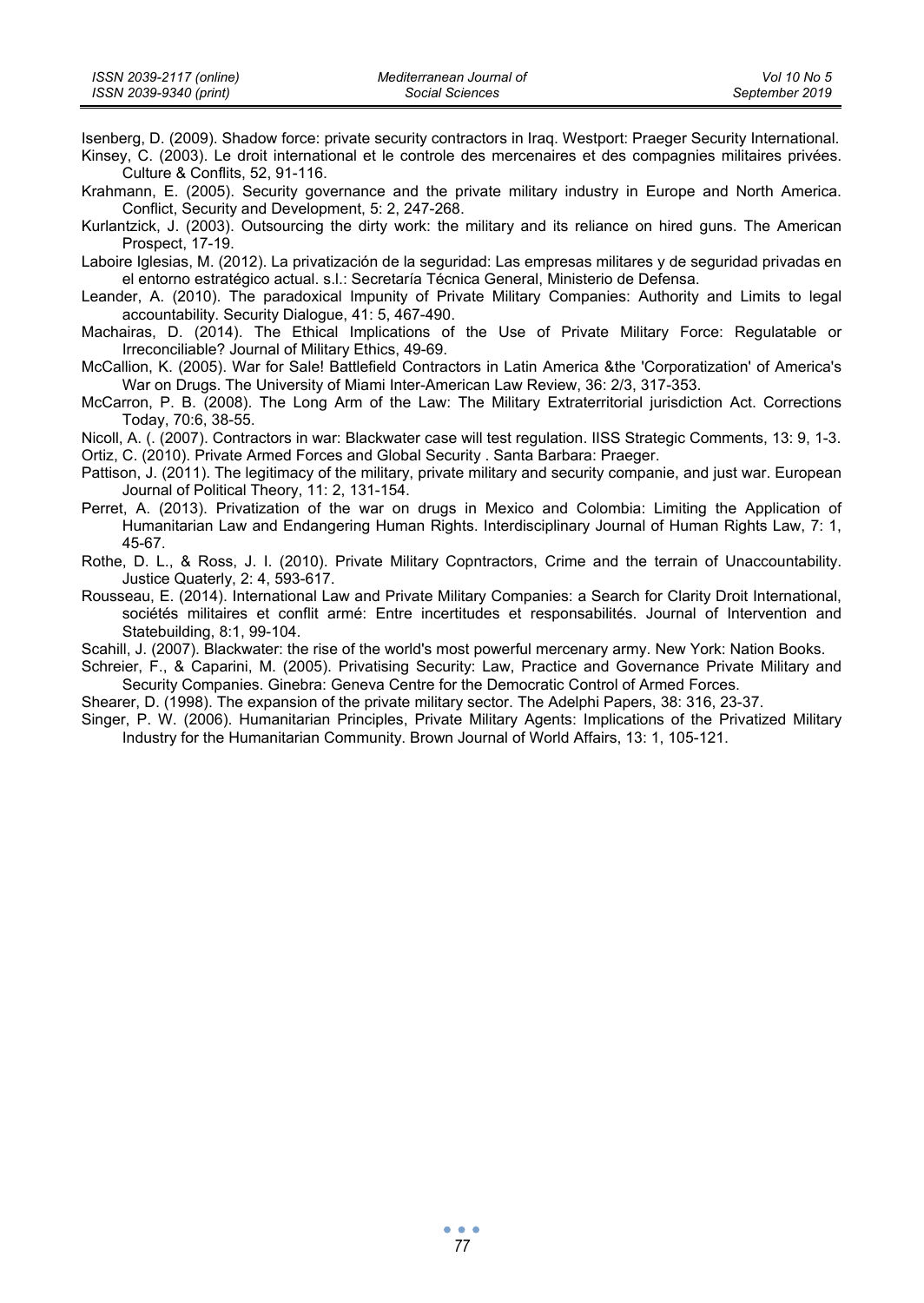Isenberg, D. (2009). Shadow force: private security contractors in Iraq. Westport: Praeger Security International.

Kinsey, C. (2003). Le droit international et le controle des mercenaires et des compagnies militaires privées. Culture & Conflits, 52, 91-116.

Krahmann, E. (2005). Security governance and the private military industry in Europe and North America. Conflict, Security and Development, 5: 2, 247-268.

Kurlantzick, J. (2003). Outsourcing the dirty work: the military and its reliance on hired guns. The American Prospect, 17-19.

Laboire Iglesias, M. (2012). La privatización de la seguridad: Las empresas militares y de seguridad privadas en el entorno estratégico actual. s.l.: Secretaría Técnica General, Ministerio de Defensa.

Leander, A. (2010). The paradoxical Impunity of Private Military Companies: Authority and Limits to legal accountability. Security Dialogue, 41: 5, 467-490.

Machairas, D. (2014). The Ethical Implications of the Use of Private Military Force: Regulatable or Irreconciliable? Journal of Military Ethics, 49-69.

McCallion, K. (2005). War for Sale! Battlefield Contractors in Latin America &the 'Corporatization' of America's War on Drugs. The University of Miami Inter-American Law Review, 36: 2/3, 317-353.

McCarron, P. B. (2008). The Long Arm of the Law: The Military Extraterritorial jurisdiction Act. Corrections Today, 70:6, 38-55.

Nicoll, A. (. (2007). Contractors in war: Blackwater case will test regulation. IISS Strategic Comments, 13: 9, 1-3.

Ortiz, C. (2010). Private Armed Forces and Global Security . Santa Barbara: Praeger.

Pattison, J. (2011). The legitimacy of the military, private military and security companie, and just war. European Journal of Political Theory, 11: 2, 131-154.

Perret, A. (2013). Privatization of the war on drugs in Mexico and Colombia: Limiting the Application of Humanitarian Law and Endangering Human Rights. Interdisciplinary Journal of Human Rights Law, 7: 1, 45-67.

Rothe, D. L., & Ross, J. I. (2010). Private Military Copntractors, Crime and the terrain of Unaccountability. Justice Quaterly, 2: 4, 593-617.

Rousseau, E. (2014). International Law and Private Military Companies: a Search for Clarity Droit International, sociétés militaires et conflit armé: Entre incertitudes et responsabilités. Journal of Intervention and Statebuilding, 8:1, 99-104.

Scahill, J. (2007). Blackwater: the rise of the world's most powerful mercenary army. New York: Nation Books.

Schreier, F., & Caparini, M. (2005). Privatising Security: Law, Practice and Governance Private Military and Security Companies. Ginebra: Geneva Centre for the Democratic Control of Armed Forces.

Shearer, D. (1998). The expansion of the private military sector. The Adelphi Papers, 38: 316, 23-37.

Singer, P. W. (2006). Humanitarian Principles, Private Military Agents: Implications of the Privatized Military Industry for the Humanitarian Community. Brown Journal of World Affairs, 13: 1, 105-121.